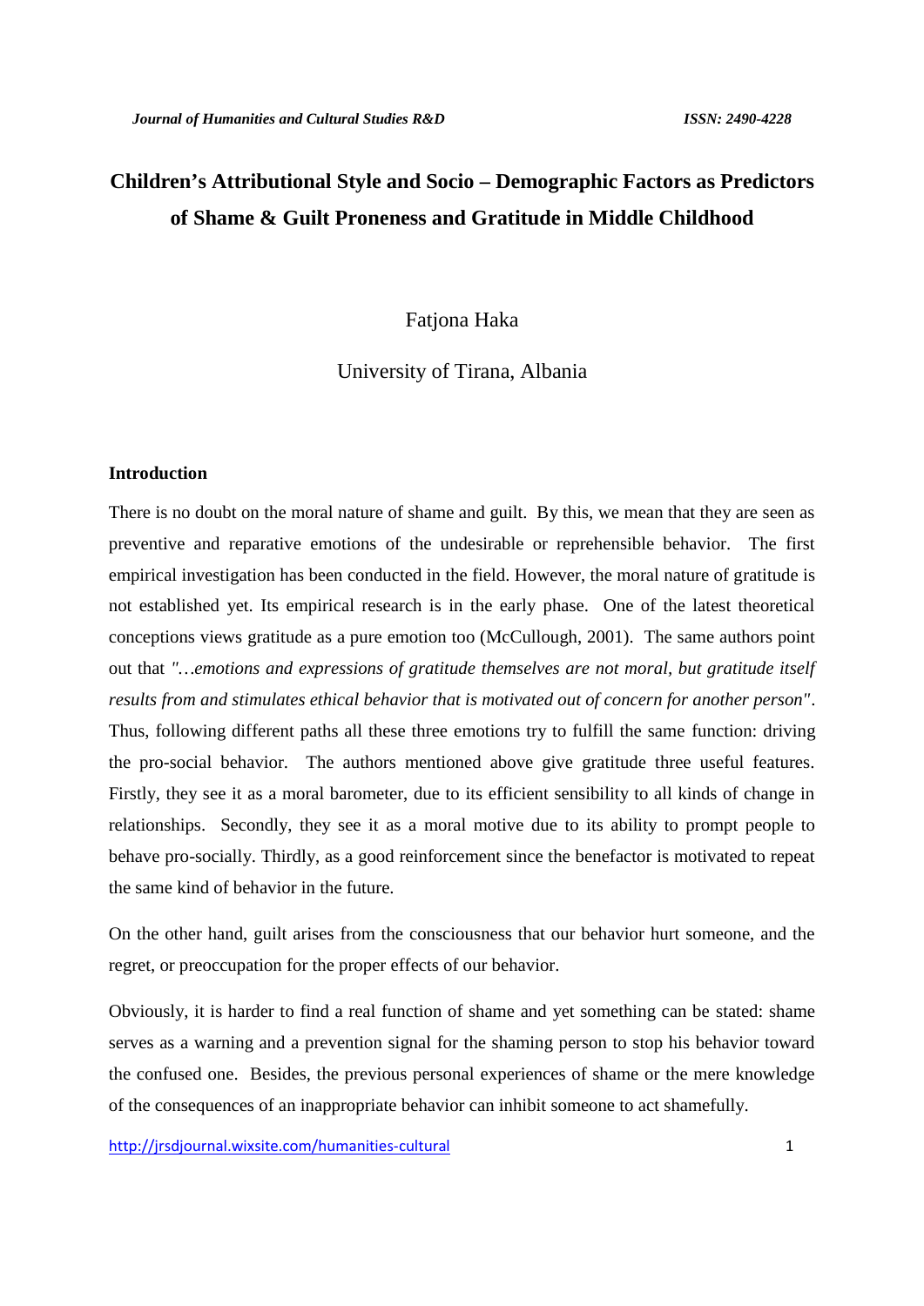# Children's Attributional Style and Socio – Demographic Factors as Predictors of Shame & Guilt Proneness and Gratitude in Middle Childhood

Fatjona Haka

University of Tirana, Albania

## Introduction

There is no doubt on the moral nature of shame and guilt. By this, we mean that they are seen as preventive and reparative emotions of the undesirable or reprehensible behavior. The first empirical investigation has been conducted in the field. However, the moral nature of gratitude is not established yet. Its empirical research is in the early phase. One of the latest theoretical conceptions views gratitude as a pure emotion too (McCullough, 2001). The same authors point out that *"…emotions and expressions of gratitude themselves are not moral, but gratitude itself results from and stimulates ethical behavior that is motivated out of concern for another person"*. Thus, following different paths all these three emotions try to fulfill the same function: driving the pro-social behavior. The authors mentioned above give gratitude three useful features. Firstly, they see it as a moral barometer, due to its efficient sensibility to all kinds of change in relationships. Secondly, they see it as a moral motive due to its ability to prompt people to behave pro-socially. Thirdly, as a good reinforcement since the benefactor is motivated to repeat the same kind of behavior in the future.

On the other hand, guilt arises from the consciousness that our behavior hurt someone, and the regret, or preoccupation for the proper effects of our behavior.

Obviously, it is harder to find a real function of shame and yet something can be stated: shame serves as a warning and a prevention signal for the shaming person to stop his behavior toward the confused one. Besides, the previous personal experiences of shame or the mere knowledge of the consequences of an inappropriate behavior can inhibit someone to act shamefully.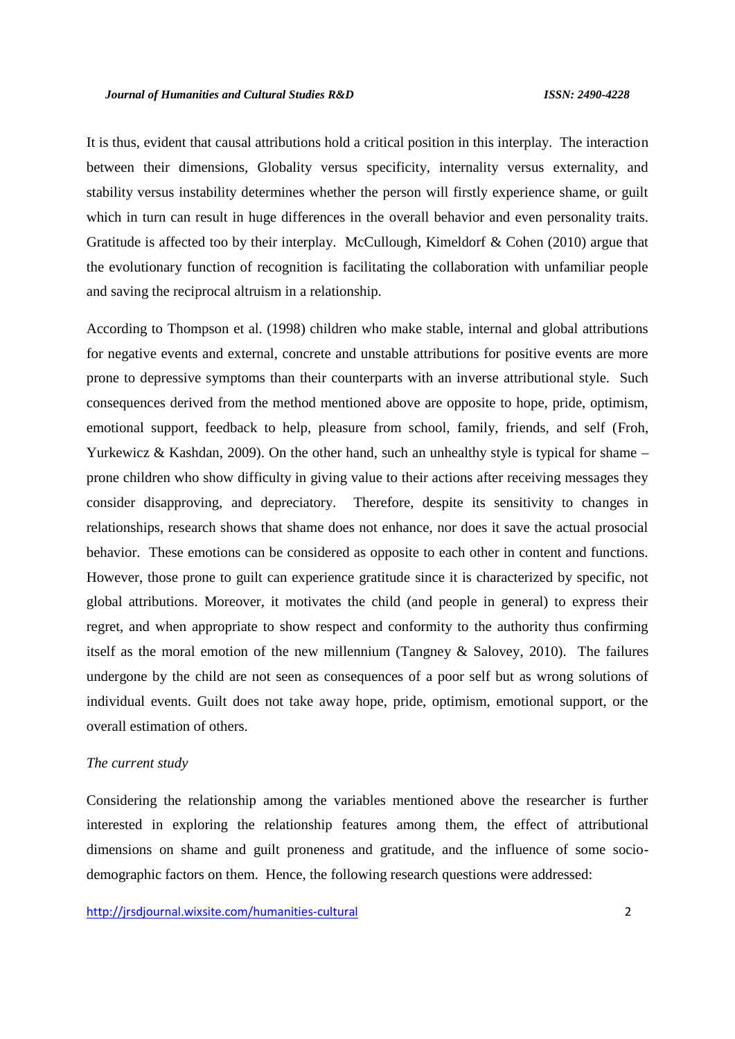It is thus, evident that causal attributions hold a critical position in this interplay. The interaction between their dimensions, Globality versus specificity, internality versus externality, and stability versus instability determines whether the person will firstly experience shame, or guilt which in turn can result in huge differences in the overall behavior and even personality traits. Gratitude is affected too by their interplay. McCullough, Kimeldorf & Cohen (2010) argue that the evolutionary function of recognition is facilitating the collaboration with unfamiliar people and saving the reciprocal altruism in a relationship.

According to Thompson et al. (1998) children who make stable, internal and global attributions for negative events and external, concrete and unstable attributions for positive events are more prone to depressive symptoms than their counterparts with an inverse attributional style. Such consequences derived from the method mentioned above are opposite to hope, pride, optimism, emotional support, feedback to help, pleasure from school, family, friends, and self (Froh, Yurkewicz & Kashdan, 2009). On the other hand, such an unhealthy style is typical for shame – prone children who show difficulty in giving value to their actions after receiving messages they consider disapproving, and depreciatory. Therefore, despite its sensitivity to changes in relationships, research shows that shame does not enhance, nor does it save the actual prosocial behavior. These emotions can be considered as opposite to each other in content and functions. However, those prone to guilt can experience gratitude since it is characterized by specific, not global attributions. Moreover, it motivates the child (and people in general) to express their regret, and when appropriate to show respect and conformity to the authority thus confirming itself as the moral emotion of the new millennium (Tangney & Salovey, 2010). The failures undergone by the child are not seen as consequences of a poor self but as wrong solutions of individual events. Guilt does not take away hope, pride, optimism, emotional support, or the overall estimation of others.

*The current study*

Considering the relationship among the variables mentioned above the researcher is further interested in exploring the relationship features among them, the effect of attributional dimensions on shame and guilt proneness and gratitude, and the influence of some socio-demographic factors on them. Hence, the following research questions were addressed: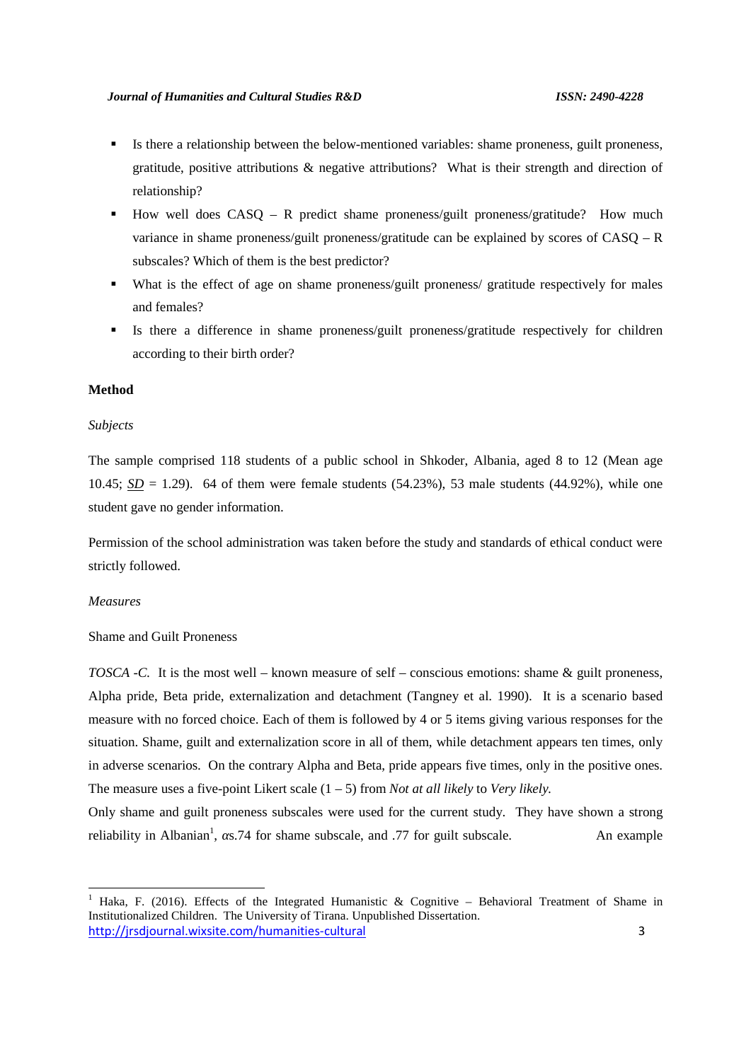- Is there a relationship between the below-mentioned variables: shame proneness, guilt proneness, gratitude, positive attributions & negative attributions? What is their strength and direction of relationship?
- How well does CASQ – R predict shame proneness/guilt proneness/gratitude? How much variance in shame proneness/guilt proneness/gratitude can be explained by scores of CASQ – R subscales? Which of them is the best predictor?
- What is the effect of age on shame proneness/guilt proneness/ gratitude respectively for males and females?
- Is there a difference in shame proneness/guilt proneness/gratitude respectively for children according to their birth order?

**Method**

*Subjects*

The sample comprised 118 students of a public school in Shkoder, Albania, aged 8 to 12 (Mean age 10.45; *SD* = 1.29). 64 of them were female students (54.23%), 53 male students (44.92%), while one student gave no gender information.

Permission of the school administration was taken before the study and standards of ethical conduct were strictly followed.

*Measures*

Shame and Guilt Proneness

*TOSCA -C.* It is the most well – known measure of self – conscious emotions: shame & guilt proneness, Alpha pride, Beta pride, externalization and detachment (Tangney et al. 1990). It is a scenario based measure with no forced choice. Each of them is followed by 4 or 5 items giving various responses for the situation. Shame, guilt and externalization score in all of them, while detachment appears ten times, only in adverse scenarios. On the contrary Alpha and Beta, pride appears five times, only in the positive ones. The measure uses a five-point Likert scale (1 – 5) from *Not at all likely* to *Very likely.*

Only shame and guilt proneness subscales were used for the current study. They have shown a strong reliability in Albanian[1], αs.74 for shame subscale, and .77 for guilt subscale. An example

---

[1] Haka, F. (2016). Effects of the Integrated Humanistic & Cognitive – Behavioral Treatment of Shame in Institutionalized Children. The University of Tirana. Unpublished Dissertation.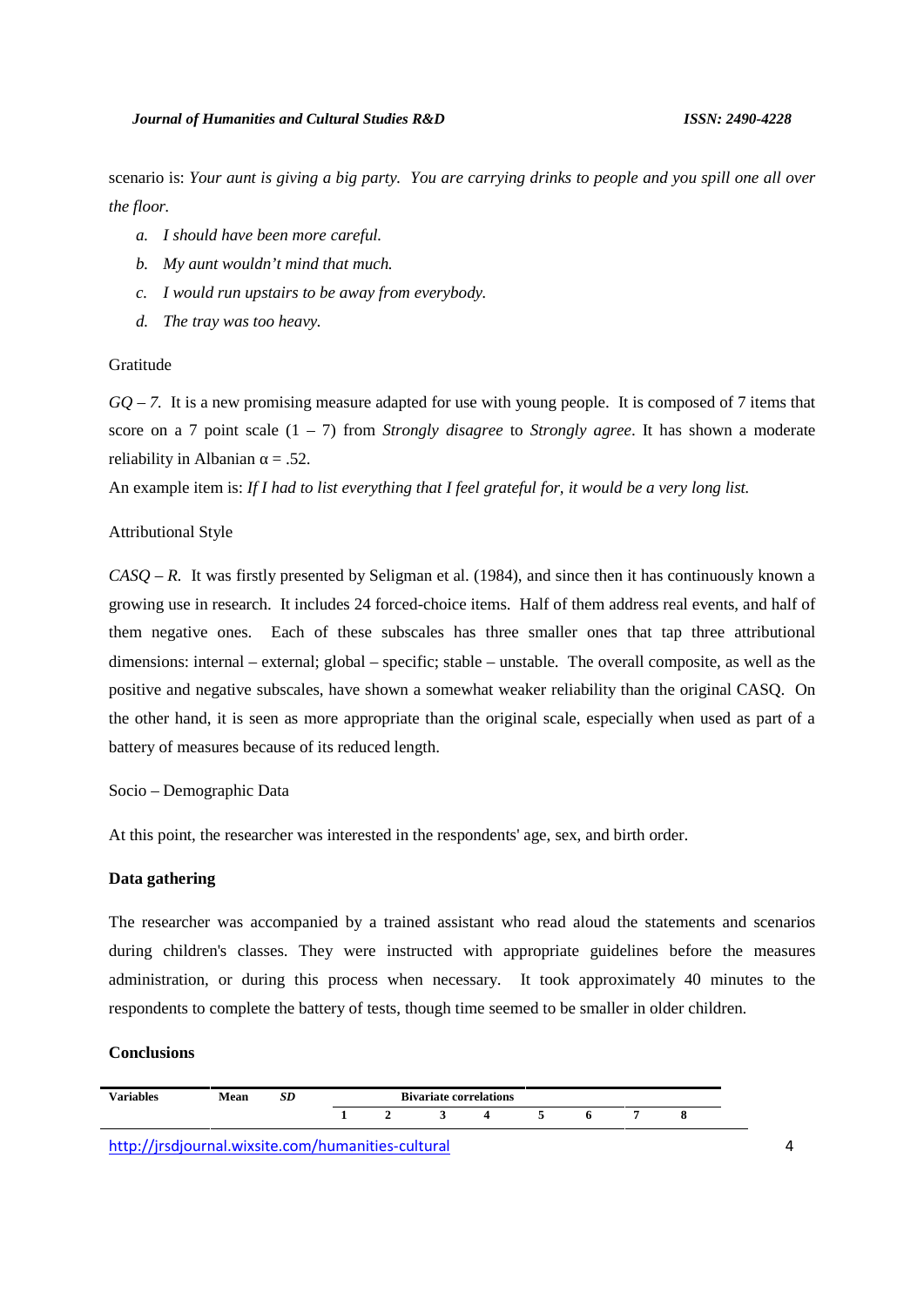scenario is: *Your aunt is giving a big party. You are carrying drinks to people and you spill one all over the floor.*

a. *I should have been more careful.*
b. *My aunt wouldn't mind that much.*
c. *I would run upstairs to be away from everybody.*
d. *The tray was too heavy.*

Gratitude

*GQ – 7.* It is a new promising measure adapted for use with young people. It is composed of 7 items that score on a 7 point scale (1 – 7) from *Strongly disagree* to *Strongly agree*. It has shown a moderate reliability in Albanian $\alpha = .52$.

An example item is: *If I had to list everything that I feel grateful for, it would be a very long list.*

Attributional Style

*CASQ – R.* It was firstly presented by Seligman et al. (1984), and since then it has continuously known a growing use in research. It includes 24 forced-choice items. Half of them address real events, and half of them negative ones. Each of these subscales has three smaller ones that tap three attributional dimensions: internal – external; global – specific; stable – unstable. The overall composite, as well as the positive and negative subscales, have shown a somewhat weaker reliability than the original CASQ. On the other hand, it is seen as more appropriate than the original scale, especially when used as part of a battery of measures because of its reduced length.

Socio – Demographic Data

At this point, the researcher was interested in the respondents' age, sex, and birth order.

**Data gathering**

The researcher was accompanied by a trained assistant who read aloud the statements and scenarios during children's classes. They were instructed with appropriate guidelines before the measures administration, or during this process when necessary. It took approximately 40 minutes to the respondents to complete the battery of tests, though time seemed to be smaller in older children.

**Conclusions**

| Variables | Mean | *SD* | Bivariate correlations | | | | | | | |
|---|---|---|---|---|---|---|---|---|---|---|
| | | | 1 | 2 | 3 | 4 | 5 | 6 | 7 | 8 |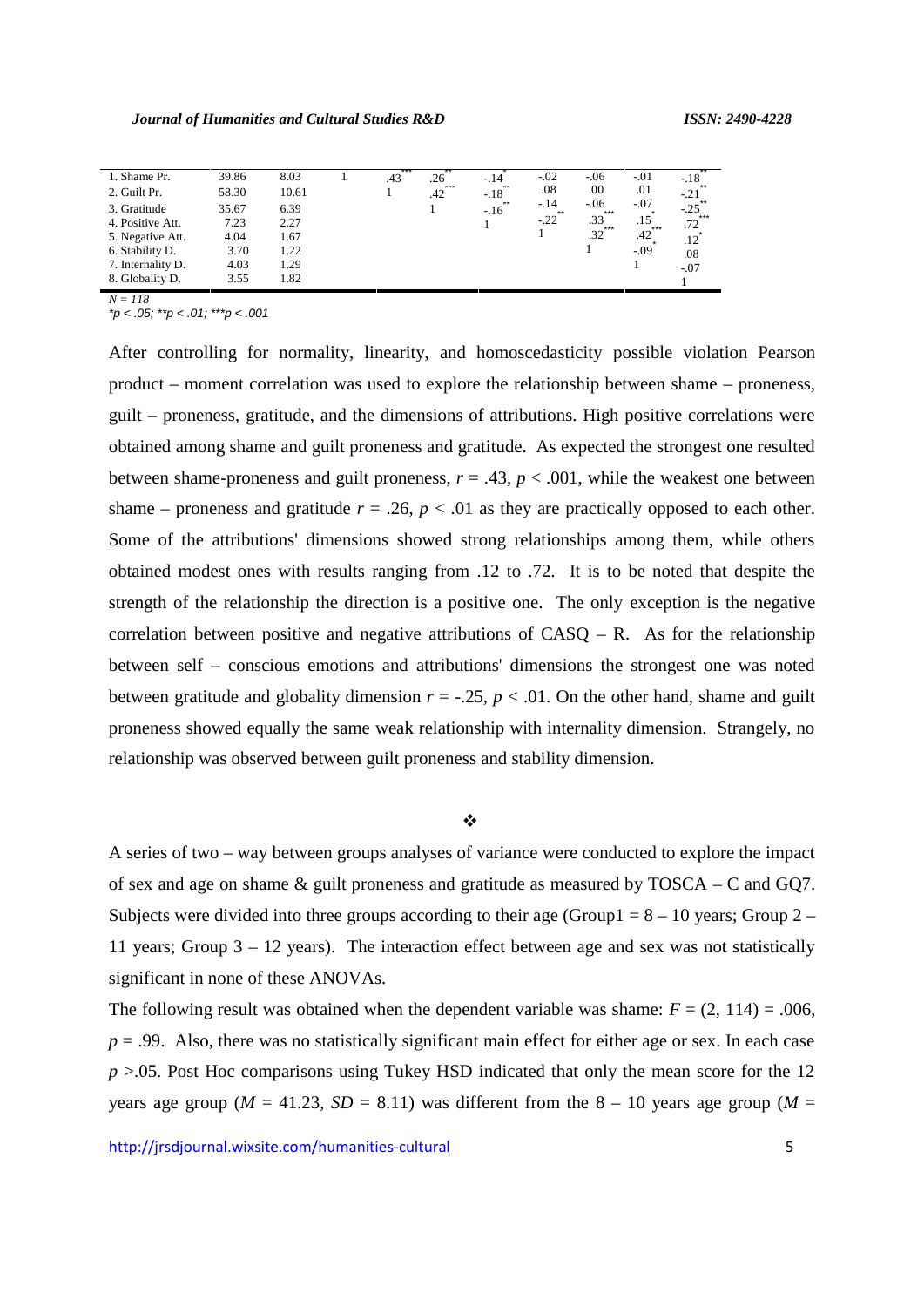| | M | SD | 1 | 2 | 3 | 4 | 5 | 6 | 7 | 8 |
|---|---|---|---|---|---|---|---|---|---|---|
| 1. Shame Pr. | 39.86 | 8.03 | 1 | .43*** | .26** | -.14* | -.02 | -.06 | -.01 | -.18** |
| 2. Guilt Pr. | 58.30 | 10.61 | | 1 | .42*** | -.18** | .08 | .00 | .01 | -.21** |
| 3. Gratitude | 35.67 | 6.39 | | | 1 | -.16** | -.14 | -.06 | -.07 | -.25** |
| 4. Positive Att. | 7.23 | 2.27 | | | | 1 | -.22** | .33*** | .15* | .72*** |
| 5. Negative Att. | 4.04 | 1.67 | | | | | 1 | .32*** | .42*** | .12* |
| 6. Stability D. | 3.70 | 1.22 | | | | | | 1 | -.09* | .08 |
| 7. Internality D. | 4.03 | 1.29 | | | | | | | 1 | -.07 |
| 8. Globality D. | 3.55 | 1.82 | | | | | | | | 1 |

*N = 118*

*\*p < .05; \*\*p < .01; \*\*\*p < .001*

After controlling for normality, linearity, and homoscedasticity possible violation Pearson product – moment correlation was used to explore the relationship between shame – proneness, guilt – proneness, gratitude, and the dimensions of attributions. High positive correlations were obtained among shame and guilt proneness and gratitude. As expected the strongest one resulted between shame-proneness and guilt proneness, $r = .43$, $p < .001$, while the weakest one between shame – proneness and gratitude $r = .26$, $p < .01$ as they are practically opposed to each other. Some of the attributions' dimensions showed strong relationships among them, while others obtained modest ones with results ranging from .12 to .72. It is to be noted that despite the strength of the relationship the direction is a positive one. The only exception is the negative correlation between positive and negative attributions of CASQ – R. As for the relationship between self – conscious emotions and attributions' dimensions the strongest one was noted between gratitude and globality dimension $r = -.25$, $p < .01$. On the other hand, shame and guilt proneness showed equally the same weak relationship with internality dimension. Strangely, no relationship was observed between guilt proneness and stability dimension.

❖

A series of two – way between groups analyses of variance were conducted to explore the impact of sex and age on shame & guilt proneness and gratitude as measured by TOSCA – C and GQ7. Subjects were divided into three groups according to their age (Group1 = 8 – 10 years; Group 2 – 11 years; Group 3 – 12 years). The interaction effect between age and sex was not statistically significant in none of these ANOVAs.

The following result was obtained when the dependent variable was shame: $F = (2, 114) = .006$, $p = .99$. Also, there was no statistically significant main effect for either age or sex. In each case $p > .05$. Post Hoc comparisons using Tukey HSD indicated that only the mean score for the 12 years age group ($M = 41.23$, $SD = 8.11$) was different from the 8 – 10 years age group ($M =$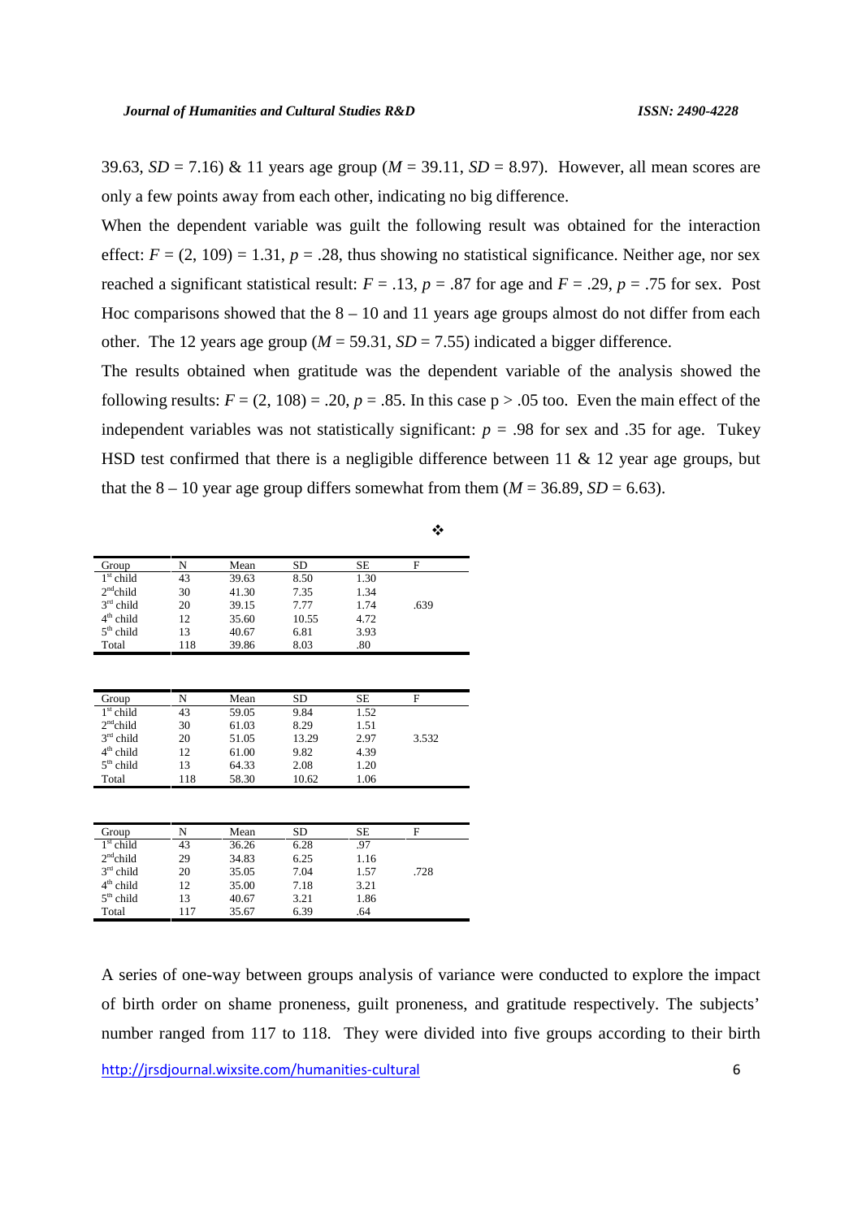39.63, $SD$ = 7.16) & 11 years age group ($M$ = 39.11, $SD$ = 8.97). However, all mean scores are only a few points away from each other, indicating no big difference.

When the dependent variable was guilt the following result was obtained for the interaction effect: $F = (2, 109) = 1.31$, $p = .28$, thus showing no statistical significance. Neither age, nor sex reached a significant statistical result: $F = .13$, $p = .87$ for age and $F = .29$, $p = .75$ for sex. Post Hoc comparisons showed that the 8 – 10 and 11 years age groups almost do not differ from each other. The 12 years age group ($M$ = 59.31, $SD$ = 7.55) indicated a bigger difference.

The results obtained when gratitude was the dependent variable of the analysis showed the following results: $F = (2, 108) = .20$, $p = .85$. In this case $p > .05$ too. Even the main effect of the independent variables was not statistically significant: $p$ = .98 for sex and .35 for age. Tukey HSD test confirmed that there is a negligible difference between 11 & 12 year age groups, but that the 8 – 10 year age group differs somewhat from them ($M$ = 36.89, $SD$ = 6.63).

❖

| Group | N | Mean | SD | SE | F |
|---|---|---|---|---|---|
| 1st child | 43 | 39.63 | 8.50 | 1.30 | |
| 2nd child | 30 | 41.30 | 7.35 | 1.34 | |
| 3rd child | 20 | 39.15 | 7.77 | 1.74 | .639 |
| 4th child | 12 | 35.60 | 10.55 | 4.72 | |
| 5th child | 13 | 40.67 | 6.81 | 3.93 | |
| Total | 118 | 39.86 | 8.03 | .80 | |

| Group | N | Mean | SD | SE | F |
|---|---|---|---|---|---|
| 1st child | 43 | 59.05 | 9.84 | 1.52 | |
| 2nd child | 30 | 61.03 | 8.29 | 1.51 | |
| 3rd child | 20 | 51.05 | 13.29 | 2.97 | 3.532 |
| 4th child | 12 | 61.00 | 9.82 | 4.39 | |
| 5th child | 13 | 64.33 | 2.08 | 1.20 | |
| Total | 118 | 58.30 | 10.62 | 1.06 | |

| Group | N | Mean | SD | SE | F |
|---|---|---|---|---|---|
| 1st child | 43 | 36.26 | 6.28 | .97 | |
| 2nd child | 29 | 34.83 | 6.25 | 1.16 | |
| 3rd child | 20 | 35.05 | 7.04 | 1.57 | .728 |
| 4th child | 12 | 35.00 | 7.18 | 3.21 | |
| 5th child | 13 | 40.67 | 3.21 | 1.86 | |
| Total | 117 | 35.67 | 6.39 | .64 | |

A series of one-way between groups analysis of variance were conducted to explore the impact of birth order on shame proneness, guilt proneness, and gratitude respectively. The subjects' number ranged from 117 to 118. They were divided into five groups according to their birth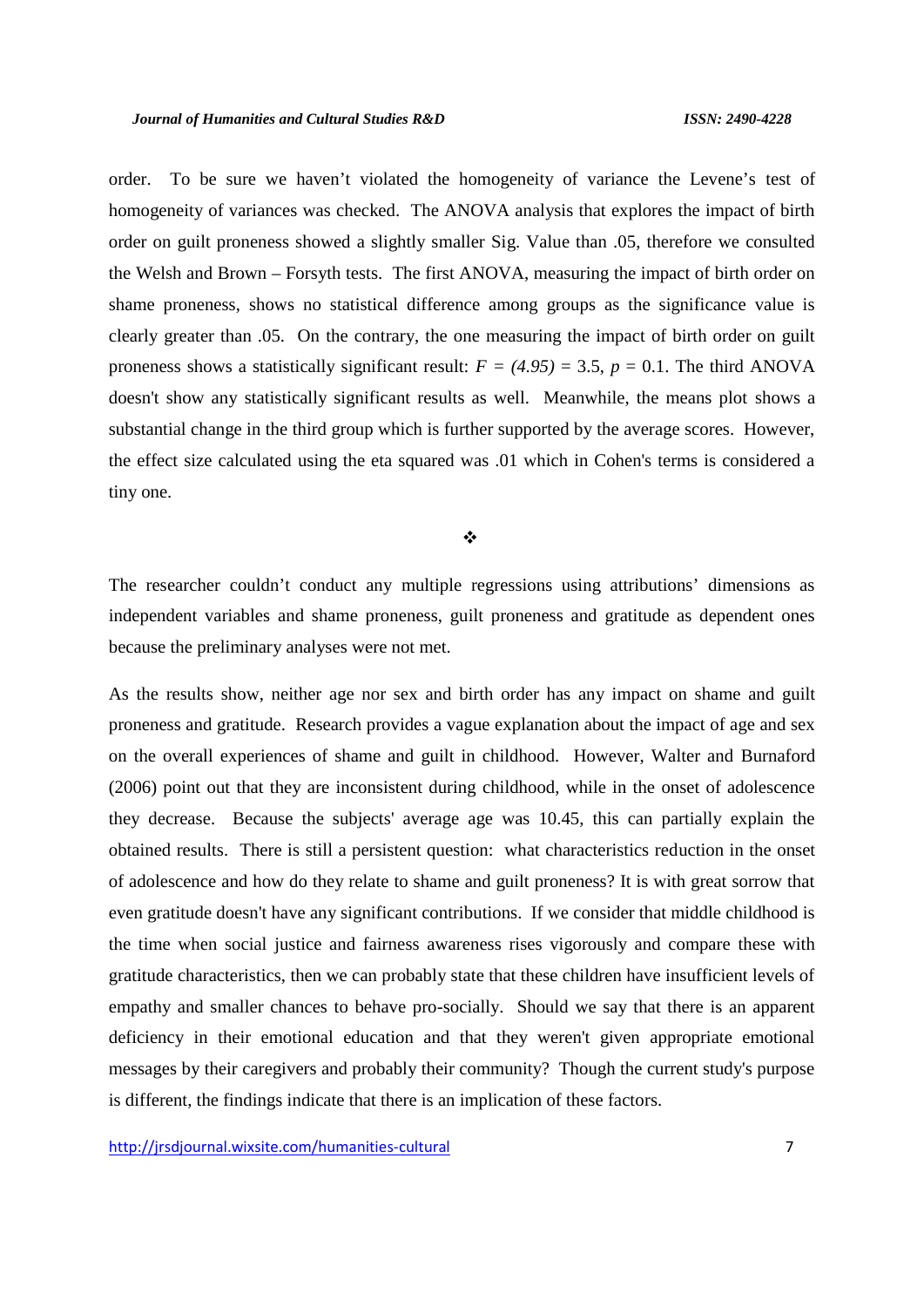order. To be sure we haven't violated the homogeneity of variance the Levene's test of homogeneity of variances was checked. The ANOVA analysis that explores the impact of birth order on guilt proneness showed a slightly smaller Sig. Value than .05, therefore we consulted the Welsh and Brown – Forsyth tests. The first ANOVA, measuring the impact of birth order on shame proneness, shows no statistical difference among groups as the significance value is clearly greater than .05. On the contrary, the one measuring the impact of birth order on guilt proneness shows a statistically significant result: $F = (4.95) = 3.5$, $p = 0.1$. The third ANOVA doesn't show any statistically significant results as well. Meanwhile, the means plot shows a substantial change in the third group which is further supported by the average scores. However, the effect size calculated using the eta squared was .01 which in Cohen's terms is considered a tiny one.

❖

The researcher couldn't conduct any multiple regressions using attributions' dimensions as independent variables and shame proneness, guilt proneness and gratitude as dependent ones because the preliminary analyses were not met.

As the results show, neither age nor sex and birth order has any impact on shame and guilt proneness and gratitude. Research provides a vague explanation about the impact of age and sex on the overall experiences of shame and guilt in childhood. However, Walter and Burnaford (2006) point out that they are inconsistent during childhood, while in the onset of adolescence they decrease. Because the subjects' average age was 10.45, this can partially explain the obtained results. There is still a persistent question: what characteristics reduction in the onset of adolescence and how do they relate to shame and guilt proneness? It is with great sorrow that even gratitude doesn't have any significant contributions. If we consider that middle childhood is the time when social justice and fairness awareness rises vigorously and compare these with gratitude characteristics, then we can probably state that these children have insufficient levels of empathy and smaller chances to behave pro-socially. Should we say that there is an apparent deficiency in their emotional education and that they weren't given appropriate emotional messages by their caregivers and probably their community? Though the current study's purpose is different, the findings indicate that there is an implication of these factors.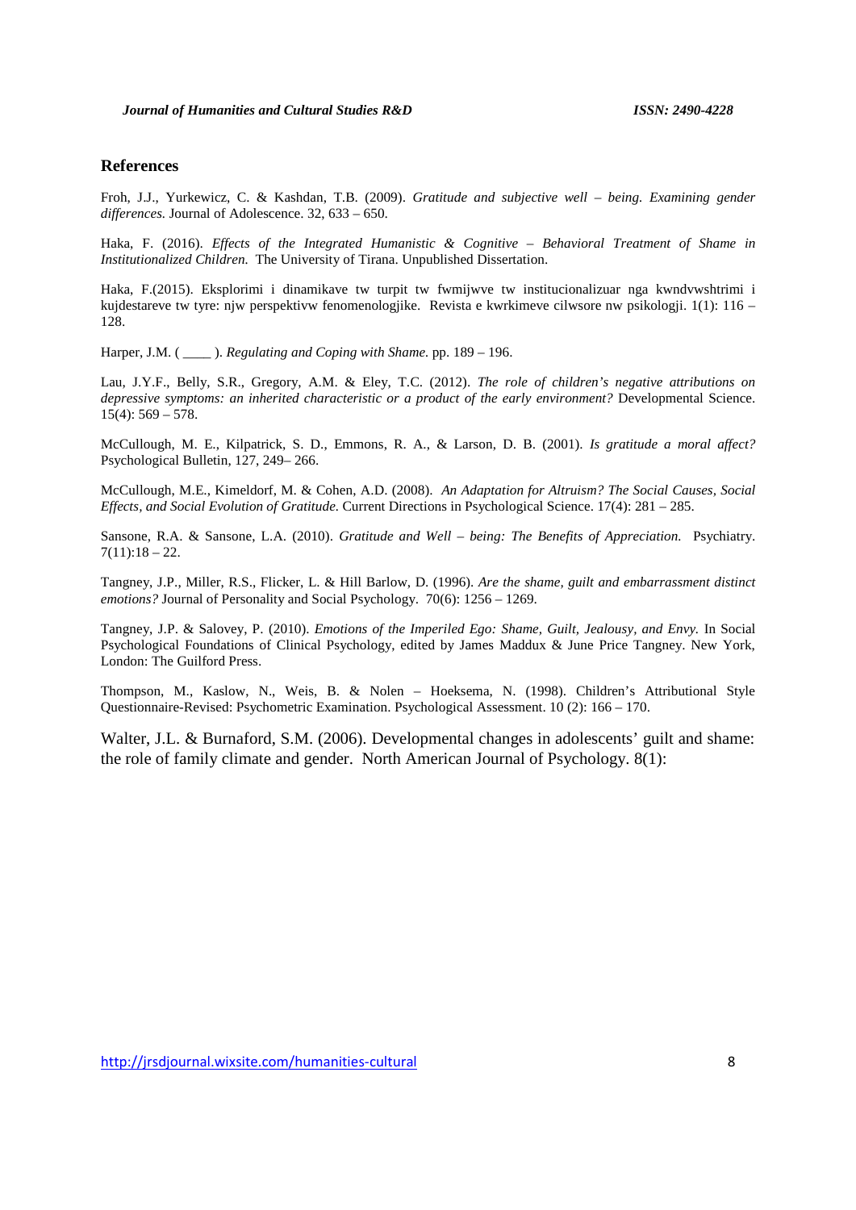## References

Froh, J.J., Yurkewicz, C. & Kashdan, T.B. (2009). *Gratitude and subjective well – being. Examining gender differences.* Journal of Adolescence. 32, 633 – 650.

Haka, F. (2016). *Effects of the Integrated Humanistic & Cognitive – Behavioral Treatment of Shame in Institutionalized Children.* The University of Tirana. Unpublished Dissertation.

Haka, F.(2015). Eksplorimi i dinamikave tw turpit tw fwmijwve tw institucionalizuar nga kwndvwshtrimi i kujdestareve tw tyre: njw perspektivw fenomenologjike. Revista e kwrkimeve cilwsore nw psikologji. 1(1): 116 – 128.

Harper, J.M. ( ____ ). *Regulating and Coping with Shame.* pp. 189 – 196.

Lau, J.Y.F., Belly, S.R., Gregory, A.M. & Eley, T.C. (2012). *The role of children's negative attributions on depressive symptoms: an inherited characteristic or a product of the early environment?* Developmental Science. 15(4): 569 – 578.

McCullough, M. E., Kilpatrick, S. D., Emmons, R. A., & Larson, D. B. (2001). *Is gratitude a moral affect?* Psychological Bulletin, 127, 249– 266.

McCullough, M.E., Kimeldorf, M. & Cohen, A.D. (2008). *An Adaptation for Altruism? The Social Causes, Social Effects, and Social Evolution of Gratitude.* Current Directions in Psychological Science. 17(4): 281 – 285.

Sansone, R.A. & Sansone, L.A. (2010). *Gratitude and Well – being: The Benefits of Appreciation.* Psychiatry. 7(11):18 – 22.

Tangney, J.P., Miller, R.S., Flicker, L. & Hill Barlow, D. (1996). *Are the shame, guilt and embarrassment distinct emotions?* Journal of Personality and Social Psychology. 70(6): 1256 – 1269.

Tangney, J.P. & Salovey, P. (2010). *Emotions of the Imperiled Ego: Shame, Guilt, Jealousy, and Envy.* In Social Psychological Foundations of Clinical Psychology, edited by James Maddux & June Price Tangney. New York, London: The Guilford Press.

Thompson, M., Kaslow, N., Weis, B. & Nolen – Hoeksema, N. (1998). Children's Attributional Style Questionnaire-Revised: Psychometric Examination. Psychological Assessment. 10 (2): 166 – 170.

Walter, J.L. & Burnaford, S.M. (2006). Developmental changes in adolescents' guilt and shame: the role of family climate and gender. North American Journal of Psychology. 8(1):